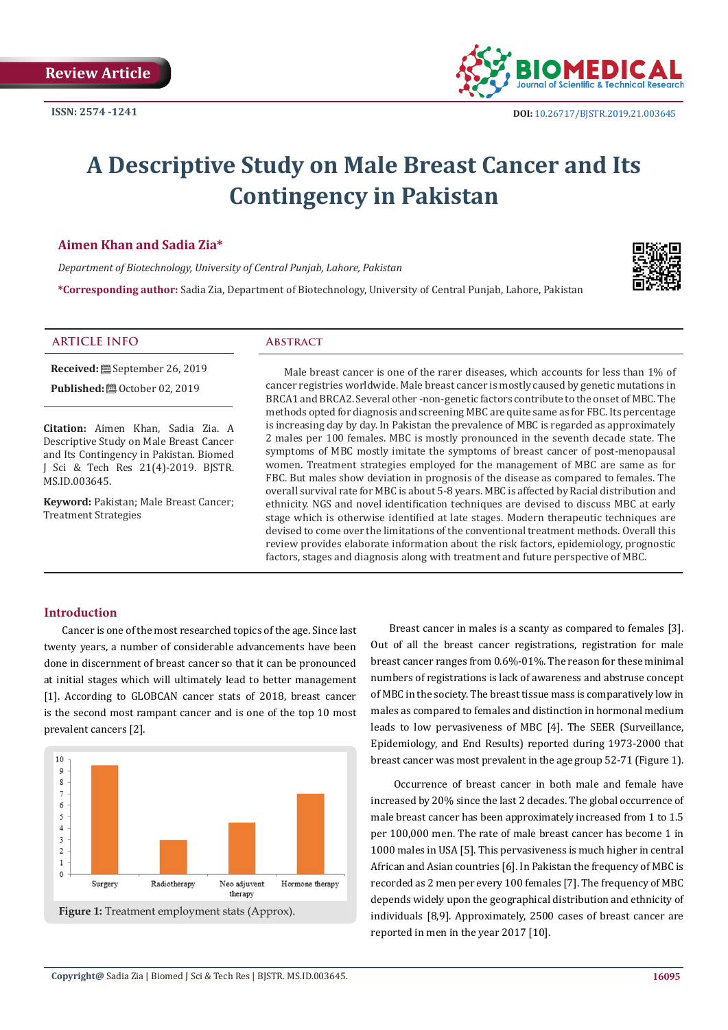Review Article

ISSN: 2574 -1241

DOI: 10.26717/BJSTR.2019.21.003645

# A Descriptive Study on Male Breast Cancer and Its Contingency in Pakistan

**Aimen Khan and Sadia Zia***

*Department of Biotechnology, University of Central Punjab, Lahore, Pakistan*

***Corresponding author:** Sadia Zia, Department of Biotechnology, University of Central Punjab, Lahore, Pakistan

## ARTICLE INFO

**Received:** September 26, 2019

**Published:** October 02, 2019

**Citation:** Aimen Khan, Sadia Zia. A Descriptive Study on Male Breast Cancer and Its Contingency in Pakistan. Biomed J Sci & Tech Res 21(4)-2019. BJSTR. MS.ID.003645.

**Keyword:** Pakistan; Male Breast Cancer; Treatment Strategies

## Abstract

Male breast cancer is one of the rarer diseases, which accounts for less than 1% of cancer registries worldwide. Male breast cancer is mostly caused by genetic mutations in BRCA1 and BRCA2. Several other -non-genetic factors contribute to the onset of MBC. The methods opted for diagnosis and screening MBC are quite same as for FBC. Its percentage is increasing day by day. In Pakistan the prevalence of MBC is regarded as approximately 2 males per 100 females. MBC is mostly pronounced in the seventh decade state. The symptoms of MBC mostly imitate the symptoms of breast cancer of post-menopausal women. Treatment strategies employed for the management of MBC are same as for FBC. But males show deviation in prognosis of the disease as compared to females. The overall survival rate for MBC is about 5-8 years. MBC is affected by Racial distribution and ethnicity. NGS and novel identification techniques are devised to discuss MBC at early stage which is otherwise identified at late stages. Modern therapeutic techniques are devised to come over the limitations of the conventional treatment methods. Overall this review provides elaborate information about the risk factors, epidemiology, prognostic factors, stages and diagnosis along with treatment and future perspective of MBC.

## Introduction

Cancer is one of the most researched topics of the age. Since last twenty years, a number of considerable advancements have been done in discernment of breast cancer so that it can be pronounced at initial stages which will ultimately lead to better management [1]. According to GLOBCAN cancer stats of 2018, breast cancer is the second most rampant cancer and is one of the top 10 most prevalent cancers [2].

Figure 1: Treatment employment stats (Approx).

Breast cancer in males is a scanty as compared to females [3]. Out of all the breast cancer registrations, registration for male breast cancer ranges from 0.6%-01%. The reason for these minimal numbers of registrations is lack of awareness and abstruse concept of MBC in the society. The breast tissue mass is comparatively low in males as compared to females and distinction in hormonal medium leads to low pervasiveness of MBC [4]. The SEER (Surveillance, Epidemiology, and End Results) reported during 1973-2000 that breast cancer was most prevalent in the age group 52-71 (Figure 1).

Occurrence of breast cancer in both male and female have increased by 20% since the last 2 decades. The global occurrence of male breast cancer has been approximately increased from 1 to 1.5 per 100,000 men. The rate of male breast cancer has become 1 in 1000 males in USA [5]. This pervasiveness is much higher in central African and Asian countries [6]. In Pakistan the frequency of MBC is recorded as 2 men per every 100 females [7]. The frequency of MBC depends widely upon the geographical distribution and ethnicity of individuals [8,9]. Approximately, 2500 cases of breast cancer are reported in men in the year 2017 [10].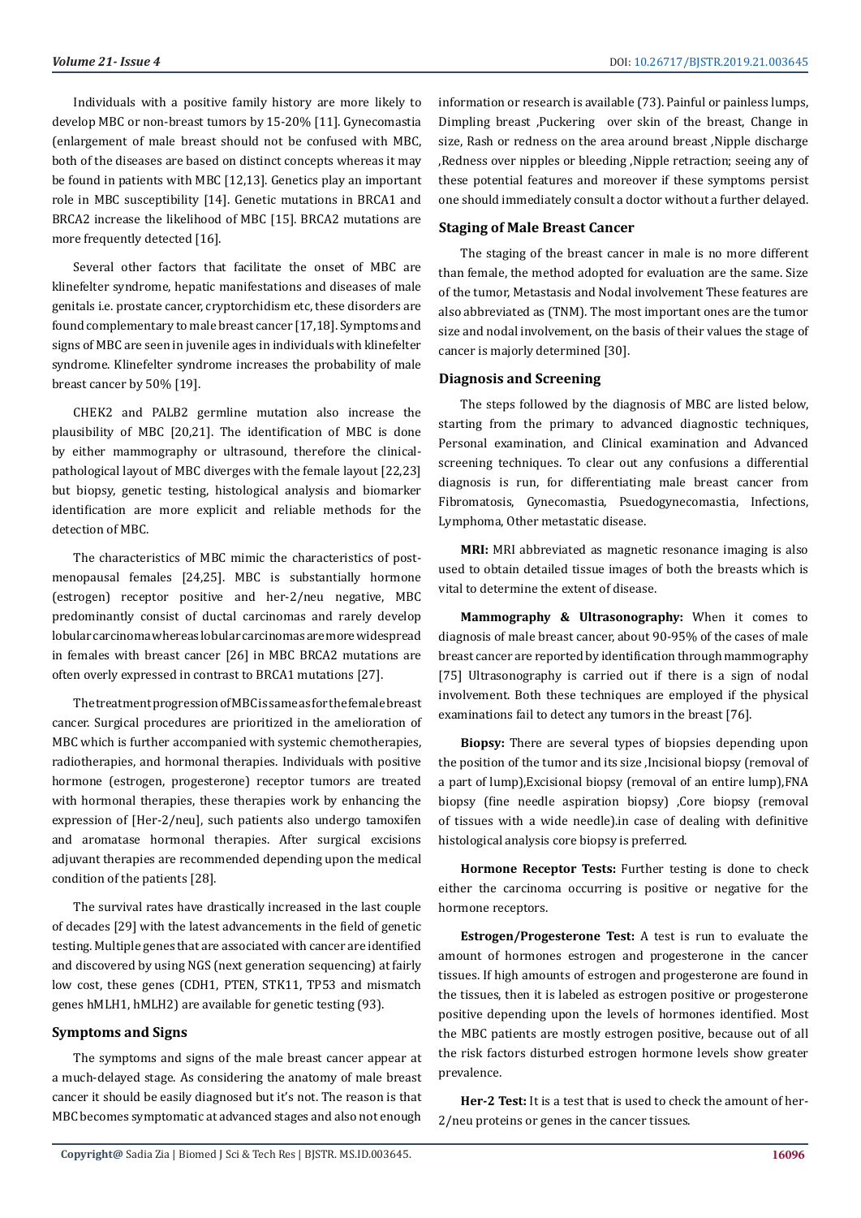Individuals with a positive family history are more likely to develop MBC or non-breast tumors by 15-20% [11]. Gynecomastia (enlargement of male breast should not be confused with MBC, both of the diseases are based on distinct concepts whereas it may be found in patients with MBC [12,13]. Genetics play an important role in MBC susceptibility [14]. Genetic mutations in BRCA1 and BRCA2 increase the likelihood of MBC [15]. BRCA2 mutations are more frequently detected [16].

Several other factors that facilitate the onset of MBC are klinefelter syndrome, hepatic manifestations and diseases of male genitals i.e. prostate cancer, cryptorchidism etc, these disorders are found complementary to male breast cancer [17,18]. Symptoms and signs of MBC are seen in juvenile ages in individuals with klinefelter syndrome. Klinefelter syndrome increases the probability of male breast cancer by 50% [19].

CHEK2 and PALB2 germline mutation also increase the plausibility of MBC [20,21]. The identification of MBC is done by either mammography or ultrasound, therefore the clinical-pathological layout of MBC diverges with the female layout [22,23] but biopsy, genetic testing, histological analysis and biomarker identification are more explicit and reliable methods for the detection of MBC.

The characteristics of MBC mimic the characteristics of post-menopausal females [24,25]. MBC is substantially hormone (estrogen) receptor positive and her-2/neu negative, MBC predominantly consist of ductal carcinomas and rarely develop lobular carcinoma whereas lobular carcinomas are more widespread in females with breast cancer [26] in MBC BRCA2 mutations are often overly expressed in contrast to BRCA1 mutations [27].

The treatment progression of MBC is same as for the female breast cancer. Surgical procedures are prioritized in the amelioration of MBC which is further accompanied with systemic chemotherapies, radiotherapies, and hormonal therapies. Individuals with positive hormone (estrogen, progesterone) receptor tumors are treated with hormonal therapies, these therapies work by enhancing the expression of [Her-2/neu], such patients also undergo tamoxifen and aromatase hormonal therapies. After surgical excisions adjuvant therapies are recommended depending upon the medical condition of the patients [28].

The survival rates have drastically increased in the last couple of decades [29] with the latest advancements in the field of genetic testing. Multiple genes that are associated with cancer are identified and discovered by using NGS (next generation sequencing) at fairly low cost, these genes (CDH1, PTEN, STK11, TP53 and mismatch genes hMLH1, hMLH2) are available for genetic testing (93).

## Symptoms and Signs

The symptoms and signs of the male breast cancer appear at a much-delayed stage. As considering the anatomy of male breast cancer it should be easily diagnosed but it's not. The reason is that MBC becomes symptomatic at advanced stages and also not enough information or research is available (73). Painful or painless lumps, Dimpling breast ,Puckering over skin of the breast, Change in size, Rash or redness on the area around breast ,Nipple discharge ,Redness over nipples or bleeding ,Nipple retraction; seeing any of these potential features and moreover if these symptoms persist one should immediately consult a doctor without a further delayed.

## Staging of Male Breast Cancer

The staging of the breast cancer in male is no more different than female, the method adopted for evaluation are the same. Size of the tumor, Metastasis and Nodal involvement These features are also abbreviated as (TNM). The most important ones are the tumor size and nodal involvement, on the basis of their values the stage of cancer is majorly determined [30].

## Diagnosis and Screening

The steps followed by the diagnosis of MBC are listed below, starting from the primary to advanced diagnostic techniques, Personal examination, and Clinical examination and Advanced screening techniques. To clear out any confusions a differential diagnosis is run, for differentiating male breast cancer from Fibromatosis, Gynecomastia, Psuedogynecomastia, Infections, Lymphoma, Other metastatic disease.

**MRI:** MRI abbreviated as magnetic resonance imaging is also used to obtain detailed tissue images of both the breasts which is vital to determine the extent of disease.

**Mammography & Ultrasonography:** When it comes to diagnosis of male breast cancer, about 90-95% of the cases of male breast cancer are reported by identification through mammography [75] Ultrasonography is carried out if there is a sign of nodal involvement. Both these techniques are employed if the physical examinations fail to detect any tumors in the breast [76].

**Biopsy:** There are several types of biopsies depending upon the position of the tumor and its size ,Incisional biopsy (removal of a part of lump),Excisional biopsy (removal of an entire lump),FNA biopsy (fine needle aspiration biopsy) ,Core biopsy (removal of tissues with a wide needle).in case of dealing with definitive histological analysis core biopsy is preferred.

**Hormone Receptor Tests:** Further testing is done to check either the carcinoma occurring is positive or negative for the hormone receptors.

**Estrogen/Progesterone Test:** A test is run to evaluate the amount of hormones estrogen and progesterone in the cancer tissues. If high amounts of estrogen and progesterone are found in the tissues, then it is labeled as estrogen positive or progesterone positive depending upon the levels of hormones identified. Most the MBC patients are mostly estrogen positive, because out of all the risk factors disturbed estrogen hormone levels show greater prevalence.

**Her-2 Test:** It is a test that is used to check the amount of her-2/neu proteins or genes in the cancer tissues.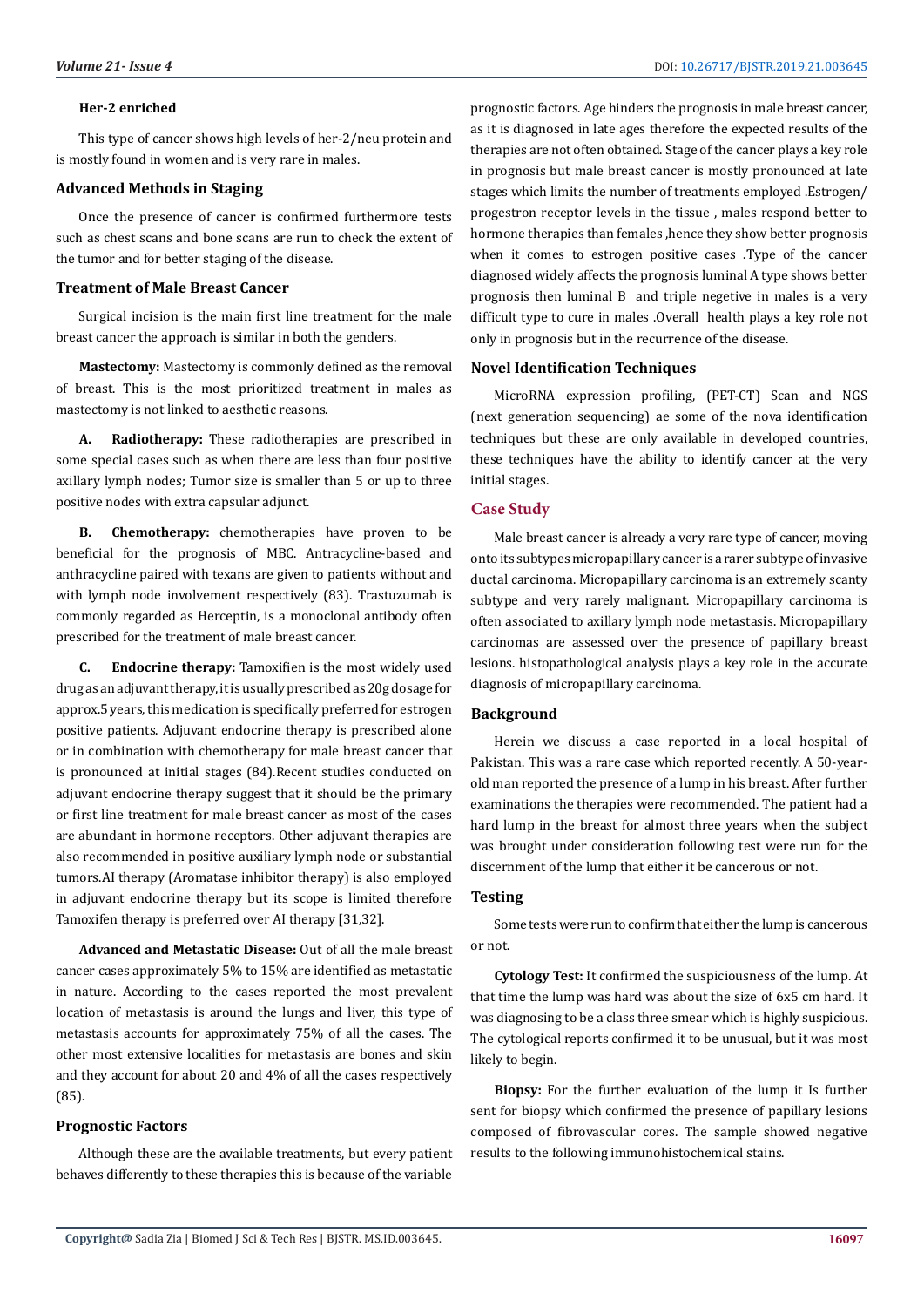#### Her-2 enriched

This type of cancer shows high levels of her-2/neu protein and is mostly found in women and is very rare in males.

### Advanced Methods in Staging

Once the presence of cancer is confirmed furthermore tests such as chest scans and bone scans are run to check the extent of the tumor and for better staging of the disease.

### Treatment of Male Breast Cancer

Surgical incision is the main first line treatment for the male breast cancer the approach is similar in both the genders.

**Mastectomy:** Mastectomy is commonly defined as the removal of breast. This is the most prioritized treatment in males as mastectomy is not linked to aesthetic reasons.

**A. Radiotherapy:** These radiotherapies are prescribed in some special cases such as when there are less than four positive axillary lymph nodes; Tumor size is smaller than 5 or up to three positive nodes with extra capsular adjunct.

**B. Chemotherapy:** chemotherapies have proven to be beneficial for the prognosis of MBC. Antracycline-based and anthracycline paired with texans are given to patients without and with lymph node involvement respectively (83). Trastuzumab is commonly regarded as Herceptin, is a monoclonal antibody often prescribed for the treatment of male breast cancer.

**C. Endocrine therapy:** Tamoxifien is the most widely used drug as an adjuvant therapy, it is usually prescribed as 20g dosage for approx.5 years, this medication is specifically preferred for estrogen positive patients. Adjuvant endocrine therapy is prescribed alone or in combination with chemotherapy for male breast cancer that is pronounced at initial stages (84).Recent studies conducted on adjuvant endocrine therapy suggest that it should be the primary or first line treatment for male breast cancer as most of the cases are abundant in hormone receptors. Other adjuvant therapies are also recommended in positive auxiliary lymph node or substantial tumors.AI therapy (Aromatase inhibitor therapy) is also employed in adjuvant endocrine therapy but its scope is limited therefore Tamoxifen therapy is preferred over AI therapy [31,32].

**Advanced and Metastatic Disease:** Out of all the male breast cancer cases approximately 5% to 15% are identified as metastatic in nature. According to the cases reported the most prevalent location of metastasis is around the lungs and liver, this type of metastasis accounts for approximately 75% of all the cases. The other most extensive localities for metastasis are bones and skin and they account for about 20 and 4% of all the cases respectively (85).

### Prognostic Factors

Although these are the available treatments, but every patient behaves differently to these therapies this is because of the variable prognostic factors. Age hinders the prognosis in male breast cancer, as it is diagnosed in late ages therefore the expected results of the therapies are not often obtained. Stage of the cancer plays a key role in prognosis but male breast cancer is mostly pronounced at late stages which limits the number of treatments employed .Estrogen/ progestron receptor levels in the tissue , males respond better to hormone therapies than females ,hence they show better prognosis when it comes to estrogen positive cases .Type of the cancer diagnosed widely affects the prognosis luminal A type shows better prognosis then luminal B and triple negetive in males is a very difficult type to cure in males .Overall health plays a key role not only in prognosis but in the recurrence of the disease.

### Novel Identification Techniques

MicroRNA expression profiling, (PET-CT) Scan and NGS (next generation sequencing) ae some of the nova identification techniques but these are only available in developed countries, these techniques have the ability to identify cancer at the very initial stages.

## Case Study

Male breast cancer is already a very rare type of cancer, moving onto its subtypes micropapillary cancer is a rarer subtype of invasive ductal carcinoma. Micropapillary carcinoma is an extremely scanty subtype and very rarely malignant. Micropapillary carcinoma is often associated to axillary lymph node metastasis. Micropapillary carcinomas are assessed over the presence of papillary breast lesions. histopathological analysis plays a key role in the accurate diagnosis of micropapillary carcinoma.

### Background

Herein we discuss a case reported in a local hospital of Pakistan. This was a rare case which reported recently. A 50-year-old man reported the presence of a lump in his breast. After further examinations the therapies were recommended. The patient had a hard lump in the breast for almost three years when the subject was brought under consideration following test were run for the discernment of the lump that either it be cancerous or not.

### Testing

Some tests were run to confirm that either the lump is cancerous or not.

**Cytology Test:** It confirmed the suspiciousness of the lump. At that time the lump was hard was about the size of 6x5 cm hard. It was diagnosing to be a class three smear which is highly suspicious. The cytological reports confirmed it to be unusual, but it was most likely to begin.

**Biopsy:** For the further evaluation of the lump it Is further sent for biopsy which confirmed the presence of papillary lesions composed of fibrovascular cores. The sample showed negative results to the following immunohistochemical stains.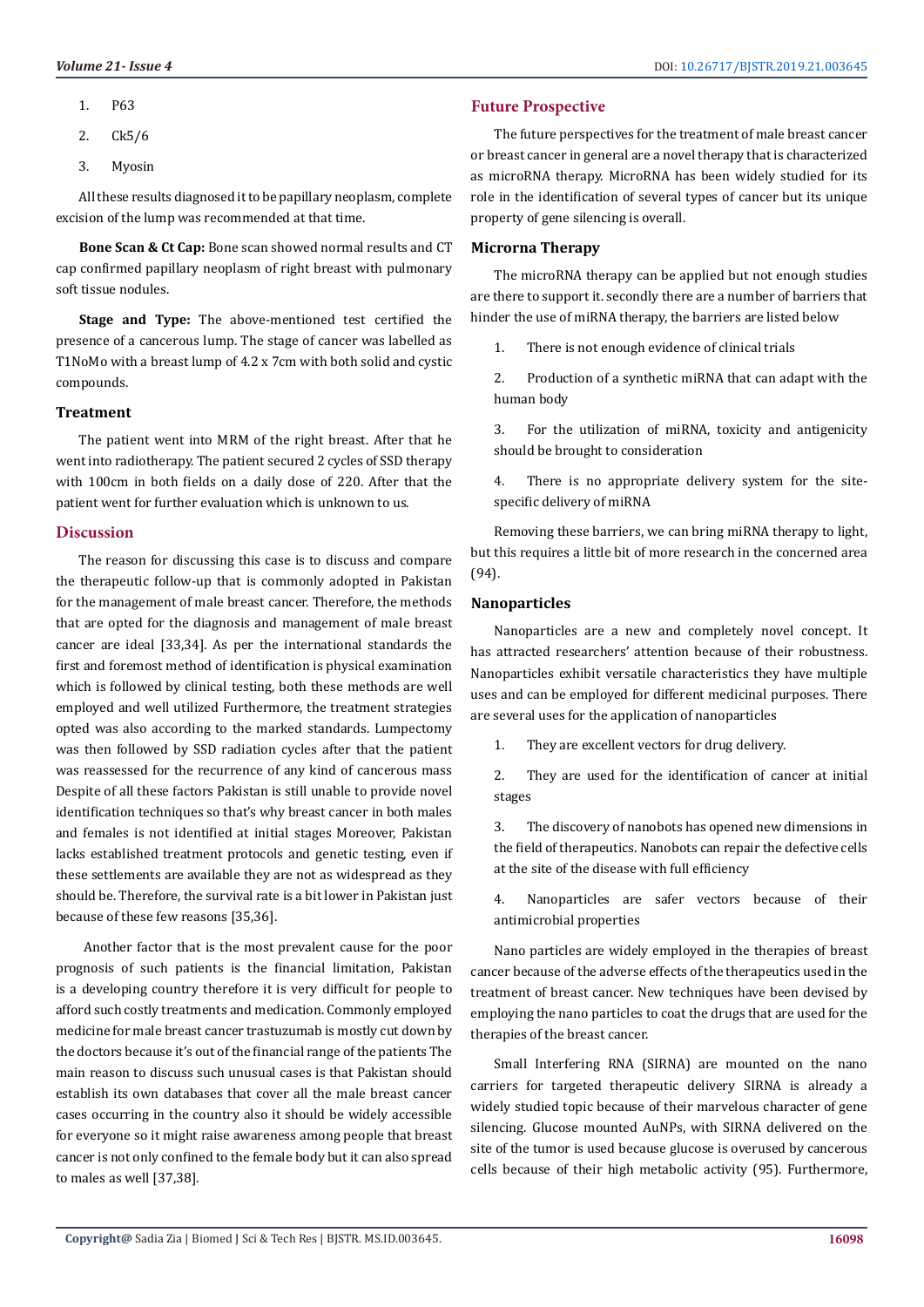1. P63
2. Ck5/6
3. Myosin

All these results diagnosed it to be papillary neoplasm, complete excision of the lump was recommended at that time.

**Bone Scan & Ct Cap:** Bone scan showed normal results and CT cap confirmed papillary neoplasm of right breast with pulmonary soft tissue nodules.

**Stage and Type:** The above-mentioned test certified the presence of a cancerous lump. The stage of cancer was labelled as T1NoMo with a breast lump of 4.2 x 7cm with both solid and cystic compounds.

### Treatment

The patient went into MRM of the right breast. After that he went into radiotherapy. The patient secured 2 cycles of SSD therapy with 100cm in both fields on a daily dose of 220. After that the patient went for further evaluation which is unknown to us.

## Discussion

The reason for discussing this case is to discuss and compare the therapeutic follow-up that is commonly adopted in Pakistan for the management of male breast cancer. Therefore, the methods that are opted for the diagnosis and management of male breast cancer are ideal [33,34]. As per the international standards the first and foremost method of identification is physical examination which is followed by clinical testing, both these methods are well employed and well utilized Furthermore, the treatment strategies opted was also according to the marked standards. Lumpectomy was then followed by SSD radiation cycles after that the patient was reassessed for the recurrence of any kind of cancerous mass Despite of all these factors Pakistan is still unable to provide novel identification techniques so that's why breast cancer in both males and females is not identified at initial stages Moreover, Pakistan lacks established treatment protocols and genetic testing, even if these settlements are available they are not as widespread as they should be. Therefore, the survival rate is a bit lower in Pakistan just because of these few reasons [35,36].

Another factor that is the most prevalent cause for the poor prognosis of such patients is the financial limitation, Pakistan is a developing country therefore it is very difficult for people to afford such costly treatments and medication. Commonly employed medicine for male breast cancer trastuzumab is mostly cut down by the doctors because it's out of the financial range of the patients The main reason to discuss such unusual cases is that Pakistan should establish its own databases that cover all the male breast cancer cases occurring in the country also it should be widely accessible for everyone so it might raise awareness among people that breast cancer is not only confined to the female body but it can also spread to males as well [37,38].

## Future Prospective

The future perspectives for the treatment of male breast cancer or breast cancer in general are a novel therapy that is characterized as microRNA therapy. MicroRNA has been widely studied for its role in the identification of several types of cancer but its unique property of gene silencing is overall.

### Microrna Therapy

The microRNA therapy can be applied but not enough studies are there to support it. secondly there are a number of barriers that hinder the use of miRNA therapy, the barriers are listed below

1. There is not enough evidence of clinical trials
2. Production of a synthetic miRNA that can adapt with the human body
3. For the utilization of miRNA, toxicity and antigenicity should be brought to consideration
4. There is no appropriate delivery system for the site-specific delivery of miRNA

Removing these barriers, we can bring miRNA therapy to light, but this requires a little bit of more research in the concerned area (94).

### Nanoparticles

Nanoparticles are a new and completely novel concept. It has attracted researchers' attention because of their robustness. Nanoparticles exhibit versatile characteristics they have multiple uses and can be employed for different medicinal purposes. There are several uses for the application of nanoparticles

1. They are excellent vectors for drug delivery.
2. They are used for the identification of cancer at initial stages
3. The discovery of nanobots has opened new dimensions in the field of therapeutics. Nanobots can repair the defective cells at the site of the disease with full efficiency
4. Nanoparticles are safer vectors because of their antimicrobial properties

Nano particles are widely employed in the therapies of breast cancer because of the adverse effects of the therapeutics used in the treatment of breast cancer. New techniques have been devised by employing the nano particles to coat the drugs that are used for the therapies of the breast cancer.

Small Interfering RNA (SIRNA) are mounted on the nano carriers for targeted therapeutic delivery SIRNA is already a widely studied topic because of their marvelous character of gene silencing. Glucose mounted AuNPs, with SIRNA delivered on the site of the tumor is used because glucose is overused by cancerous cells because of their high metabolic activity (95). Furthermore,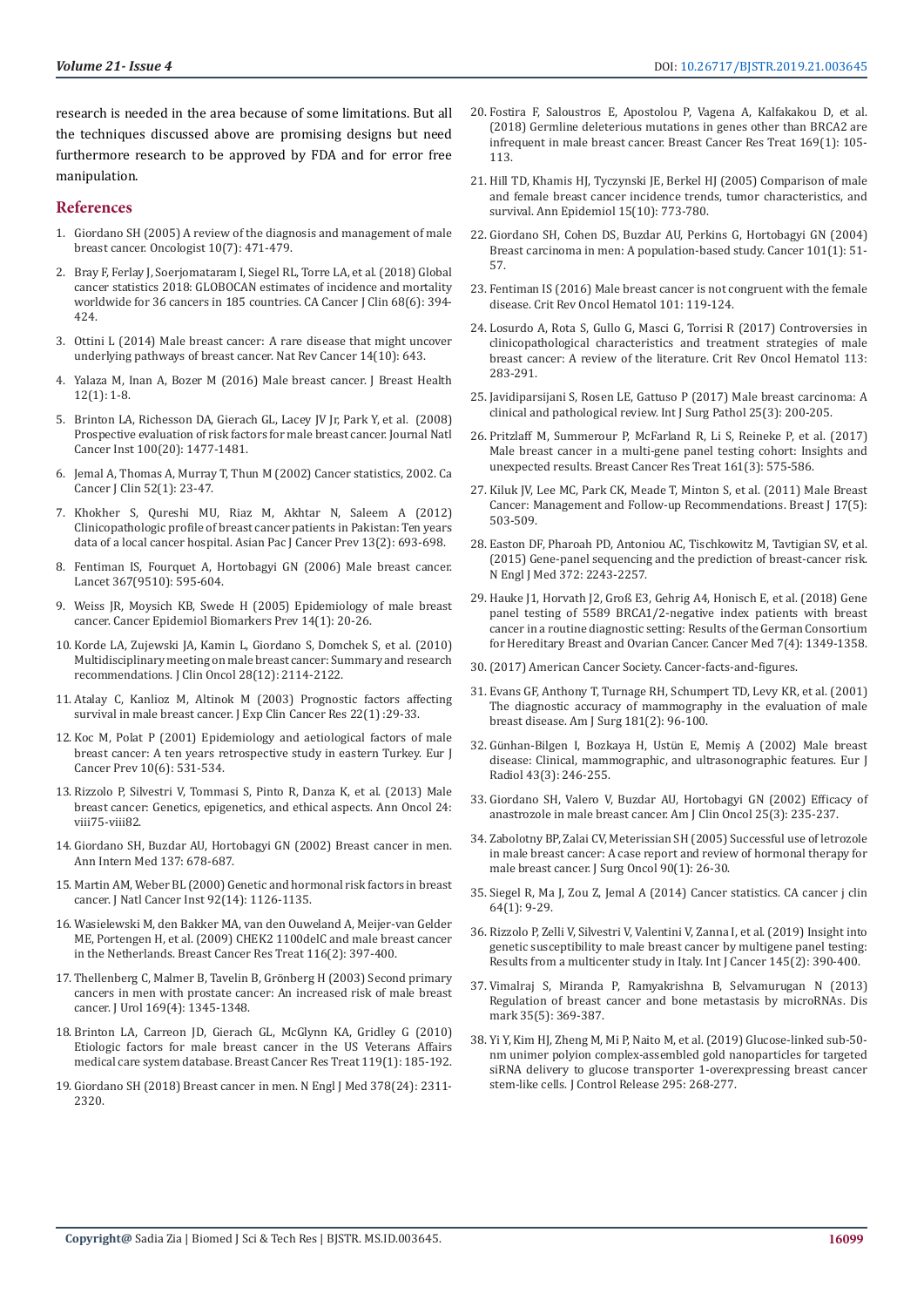research is needed in the area because of some limitations. But all the techniques discussed above are promising designs but need furthermore research to be approved by FDA and for error free manipulation.

## References

1. Giordano SH (2005) A review of the diagnosis and management of male breast cancer. Oncologist 10(7): 471-479.
2. Bray F, Ferlay J, Soerjomataram I, Siegel RL, Torre LA, et al. (2018) Global cancer statistics 2018: GLOBOCAN estimates of incidence and mortality worldwide for 36 cancers in 185 countries. CA Cancer J Clin 68(6): 394-424.
3. Ottini L (2014) Male breast cancer: A rare disease that might uncover underlying pathways of breast cancer. Nat Rev Cancer 14(10): 643.
4. Yalaza M, Inan A, Bozer M (2016) Male breast cancer. J Breast Health 12(1): 1-8.
5. Brinton LA, Richesson DA, Gierach GL, Lacey JV Jr, Park Y, et al. (2008) Prospective evaluation of risk factors for male breast cancer. Journal Natl Cancer Inst 100(20): 1477-1481.
6. Jemal A, Thomas A, Murray T, Thun M (2002) Cancer statistics, 2002. Ca Cancer J Clin 52(1): 23-47.
7. Khokher S, Qureshi MU, Riaz M, Akhtar N, Saleem A (2012) Clinicopathologic profile of breast cancer patients in Pakistan: Ten years data of a local cancer hospital. Asian Pac J Cancer Prev 13(2): 693-698.
8. Fentiman IS, Fourquet A, Hortobagyi GN (2006) Male breast cancer. Lancet 367(9510): 595-604.
9. Weiss JR, Moysich KB, Swede H (2005) Epidemiology of male breast cancer. Cancer Epidemiol Biomarkers Prev 14(1): 20-26.
10. Korde LA, Zujewski JA, Kamin L, Giordano S, Domchek S, et al. (2010) Multidisciplinary meeting on male breast cancer: Summary and research recommendations. J Clin Oncol 28(12): 2114-2122.
11. Atalay C, Kanlioz M, Altinok M (2003) Prognostic factors affecting survival in male breast cancer. J Exp Clin Cancer Res 22(1) :29-33.
12. Koc M, Polat P (2001) Epidemiology and aetiological factors of male breast cancer: A ten years retrospective study in eastern Turkey. Eur J Cancer Prev 10(6): 531-534.
13. Rizzolo P, Silvestri V, Tommasi S, Pinto R, Danza K, et al. (2013) Male breast cancer: Genetics, epigenetics, and ethical aspects. Ann Oncol 24: viii75-viii82.
14. Giordano SH, Buzdar AU, Hortobagyi GN (2002) Breast cancer in men. Ann Intern Med 137: 678-687.
15. Martin AM, Weber BL (2000) Genetic and hormonal risk factors in breast cancer. J Natl Cancer Inst 92(14): 1126-1135.
16. Wasielewski M, den Bakker MA, van den Ouweland A, Meijer-van Gelder ME, Portengen H, et al. (2009) CHEK2 1100delC and male breast cancer in the Netherlands. Breast Cancer Res Treat 116(2): 397-400.
17. Thellenberg C, Malmer B, Tavelin B, Grönberg H (2003) Second primary cancers in men with prostate cancer: An increased risk of male breast cancer. J Urol 169(4): 1345-1348.
18. Brinton LA, Carreon JD, Gierach GL, McGlynn KA, Gridley G (2010) Etiologic factors for male breast cancer in the US Veterans Affairs medical care system database. Breast Cancer Res Treat 119(1): 185-192.
19. Giordano SH (2018) Breast cancer in men. N Engl J Med 378(24): 2311-2320.
20. Fostira F, Saloustros E, Apostolou P, Vagena A, Kalfakakou D, et al. (2018) Germline deleterious mutations in genes other than BRCA2 are infrequent in male breast cancer. Breast Cancer Res Treat 169(1): 105-113.
21. Hill TD, Khamis HJ, Tyczynski JE, Berkel HJ (2005) Comparison of male and female breast cancer incidence trends, tumor characteristics, and survival. Ann Epidemiol 15(10): 773-780.
22. Giordano SH, Cohen DS, Buzdar AU, Perkins G, Hortobagyi GN (2004) Breast carcinoma in men: A population-based study. Cancer 101(1): 51-57.
23. Fentiman IS (2016) Male breast cancer is not congruent with the female disease. Crit Rev Oncol Hematol 101: 119-124.
24. Losurdo A, Rota S, Gullo G, Masci G, Torrisi R (2017) Controversies in clinicopathological characteristics and treatment strategies of male breast cancer: A review of the literature. Crit Rev Oncol Hematol 113: 283-291.
25. Javidiparsijani S, Rosen LE, Gattuso P (2017) Male breast carcinoma: A clinical and pathological review. Int J Surg Pathol 25(3): 200-205.
26. Pritzlaff M, Summerour P, McFarland R, Li S, Reineke P, et al. (2017) Male breast cancer in a multi-gene panel testing cohort: Insights and unexpected results. Breast Cancer Res Treat 161(3): 575-586.
27. Kiluk JV, Lee MC, Park CK, Meade T, Minton S, et al. (2011) Male Breast Cancer: Management and Follow-up Recommendations. Breast J 17(5): 503-509.
28. Easton DF, Pharoah PD, Antoniou AC, Tischkowitz M, Tavtigian SV, et al. (2015) Gene-panel sequencing and the prediction of breast-cancer risk. N Engl J Med 372: 2243-2257.
29. Hauke J1, Horvath J2, Groß E3, Gehrig A4, Honisch E, et al. (2018) Gene panel testing of 5589 BRCA1/2-negative index patients with breast cancer in a routine diagnostic setting: Results of the German Consortium for Hereditary Breast and Ovarian Cancer. Cancer Med 7(4): 1349-1358.
30. (2017) American Cancer Society. Cancer-facts-and-figures.
31. Evans GF, Anthony T, Turnage RH, Schumpert TD, Levy KR, et al. (2001) The diagnostic accuracy of mammography in the evaluation of male breast disease. Am J Surg 181(2): 96-100.
32. Günhan-Bilgen I, Bozkaya H, Ustün E, Memiş A (2002) Male breast disease: Clinical, mammographic, and ultrasonographic features. Eur J Radiol 43(3): 246-255.
33. Giordano SH, Valero V, Buzdar AU, Hortobagyi GN (2002) Efficacy of anastrozole in male breast cancer. Am J Clin Oncol 25(3): 235-237.
34. Zabolotny BP, Zalai CV, Meterissian SH (2005) Successful use of letrozole in male breast cancer: A case report and review of hormonal therapy for male breast cancer. J Surg Oncol 90(1): 26-30.
35. Siegel R, Ma J, Zou Z, Jemal A (2014) Cancer statistics. CA cancer j clin 64(1): 9-29.
36. Rizzolo P, Zelli V, Silvestri V, Valentini V, Zanna I, et al. (2019) Insight into genetic susceptibility to male breast cancer by multigene panel testing: Results from a multicenter study in Italy. Int J Cancer 145(2): 390-400.
37. Vimalraj S, Miranda P, Ramyakrishna B, Selvamurugan N (2013) Regulation of breast cancer and bone metastasis by microRNAs. Dis mark 35(5): 369-387.
38. Yi Y, Kim HJ, Zheng M, Mi P, Naito M, et al. (2019) Glucose-linked sub-50-nm unimer polyion complex-assembled gold nanoparticles for targeted siRNA delivery to glucose transporter 1-overexpressing breast cancer stem-like cells. J Control Release 295: 268-277.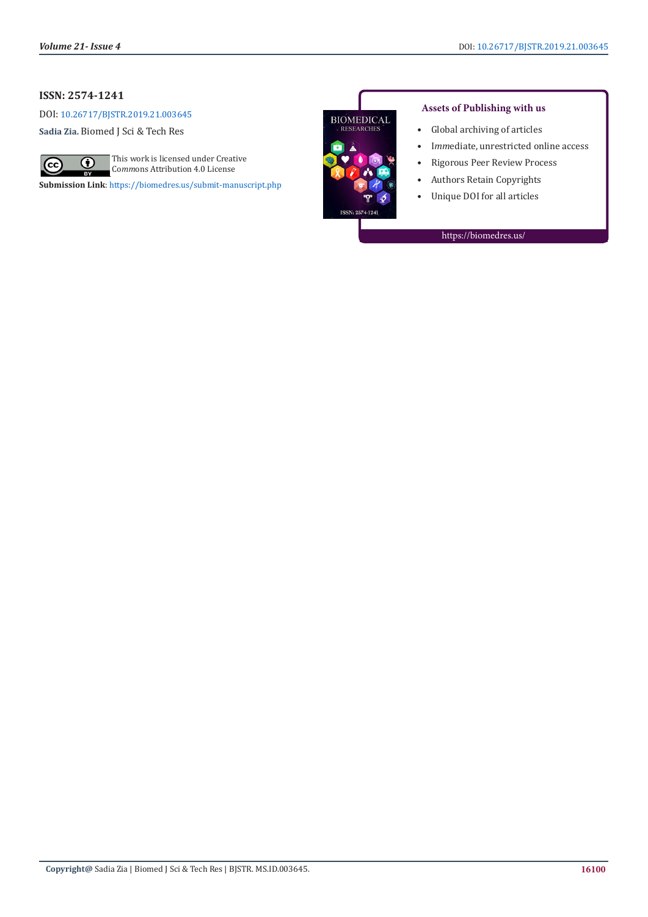**ISSN: 2574-1241**

DOI: 10.26717/BJSTR.2019.21.003645

**Sadia Zia.** Biomed J Sci & Tech Res

This work is licensed under Creative Commons Attribution 4.0 License

**Submission Link**: https://biomedres.us/submit-manuscript.php

### Assets of Publishing with us

- Global archiving of articles
- Immediate, unrestricted online access
- Rigorous Peer Review Process
- Authors Retain Copyrights
- Unique DOI for all articles

https://biomedres.us/